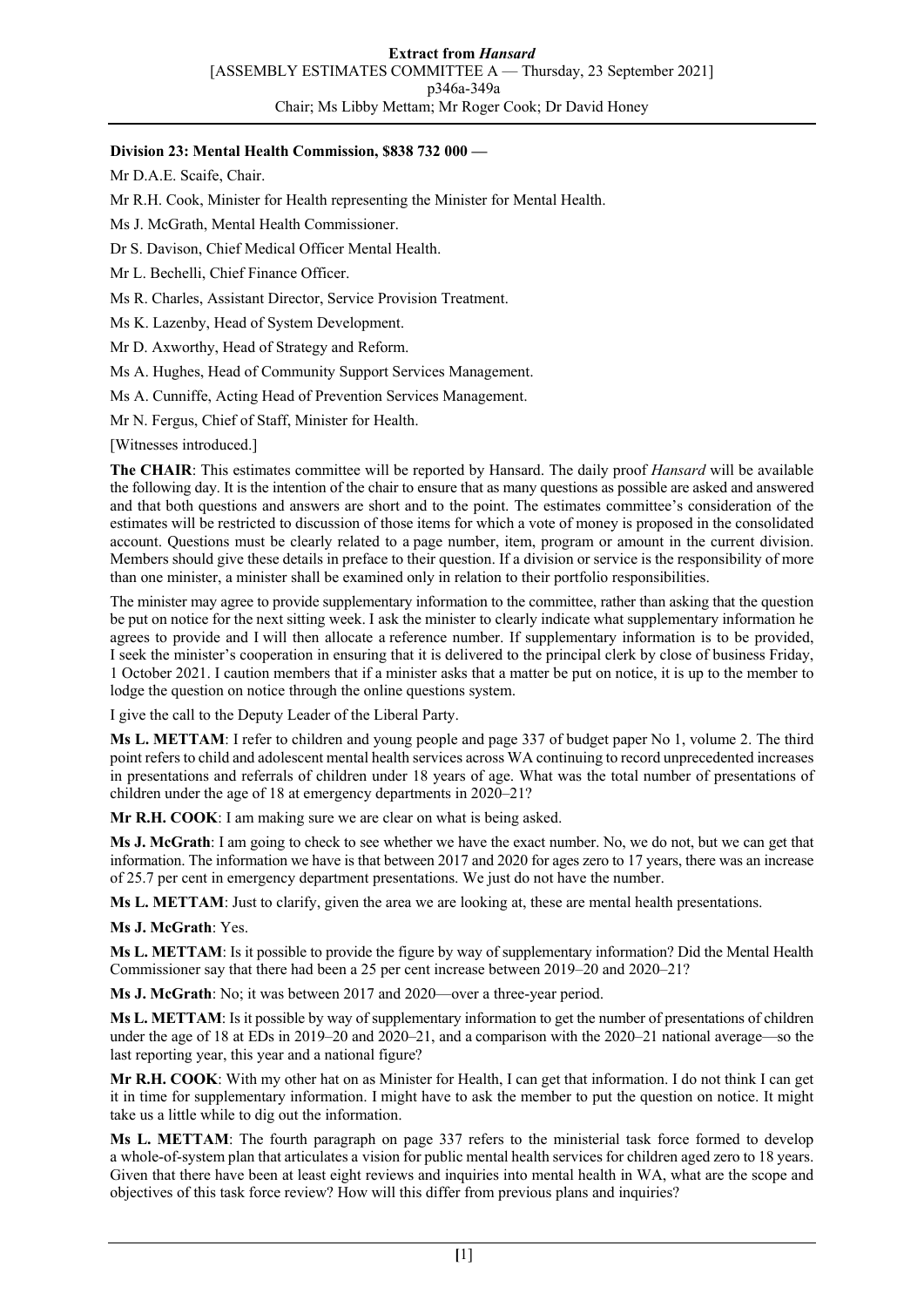**Division 23: Mental Health Commission, $838 732 000 —**

Mr D.A.E. Scaife, Chair.

Mr R.H. Cook, Minister for Health representing the Minister for Mental Health.

Ms J. McGrath, Mental Health Commissioner.

Dr S. Davison, Chief Medical Officer Mental Health.

Mr L. Bechelli, Chief Finance Officer.

Ms R. Charles, Assistant Director, Service Provision Treatment.

Ms K. Lazenby, Head of System Development.

Mr D. Axworthy, Head of Strategy and Reform.

Ms A. Hughes, Head of Community Support Services Management.

Ms A. Cunniffe, Acting Head of Prevention Services Management.

Mr N. Fergus, Chief of Staff, Minister for Health.

[Witnesses introduced.]

**The CHAIR**: This estimates committee will be reported by Hansard. The daily proof *Hansard* will be available the following day. It is the intention of the chair to ensure that as many questions as possible are asked and answered and that both questions and answers are short and to the point. The estimates committee's consideration of the estimates will be restricted to discussion of those items for which a vote of money is proposed in the consolidated account. Questions must be clearly related to a page number, item, program or amount in the current division. Members should give these details in preface to their question. If a division or service is the responsibility of more than one minister, a minister shall be examined only in relation to their portfolio responsibilities.

The minister may agree to provide supplementary information to the committee, rather than asking that the question be put on notice for the next sitting week. I ask the minister to clearly indicate what supplementary information he agrees to provide and I will then allocate a reference number. If supplementary information is to be provided, I seek the minister's cooperation in ensuring that it is delivered to the principal clerk by close of business Friday, 1 October 2021. I caution members that if a minister asks that a matter be put on notice, it is up to the member to lodge the question on notice through the online questions system.

I give the call to the Deputy Leader of the Liberal Party.

**Ms L. METTAM**: I refer to children and young people and page 337 of budget paper No 1, volume 2. The third point refers to child and adolescent mental health services across WA continuing to record unprecedented increases in presentations and referrals of children under 18 years of age. What was the total number of presentations of children under the age of 18 at emergency departments in 2020–21?

**Mr R.H. COOK**: I am making sure we are clear on what is being asked.

**Ms J. McGrath**: I am going to check to see whether we have the exact number. No, we do not, but we can get that information. The information we have is that between 2017 and 2020 for ages zero to 17 years, there was an increase of 25.7 per cent in emergency department presentations. We just do not have the number.

**Ms L. METTAM**: Just to clarify, given the area we are looking at, these are mental health presentations.

**Ms J. McGrath**: Yes.

**Ms L. METTAM**: Is it possible to provide the figure by way of supplementary information? Did the Mental Health Commissioner say that there had been a 25 per cent increase between 2019–20 and 2020–21?

**Ms J. McGrath**: No; it was between 2017 and 2020—over a three-year period.

**Ms L. METTAM**: Is it possible by way of supplementary information to get the number of presentations of children under the age of 18 at EDs in 2019–20 and 2020–21, and a comparison with the 2020–21 national average—so the last reporting year, this year and a national figure?

**Mr R.H. COOK**: With my other hat on as Minister for Health, I can get that information. I do not think I can get it in time for supplementary information. I might have to ask the member to put the question on notice. It might take us a little while to dig out the information.

**Ms L. METTAM**: The fourth paragraph on page 337 refers to the ministerial task force formed to develop a whole-of-system plan that articulates a vision for public mental health services for children aged zero to 18 years. Given that there have been at least eight reviews and inquiries into mental health in WA, what are the scope and objectives of this task force review? How will this differ from previous plans and inquiries?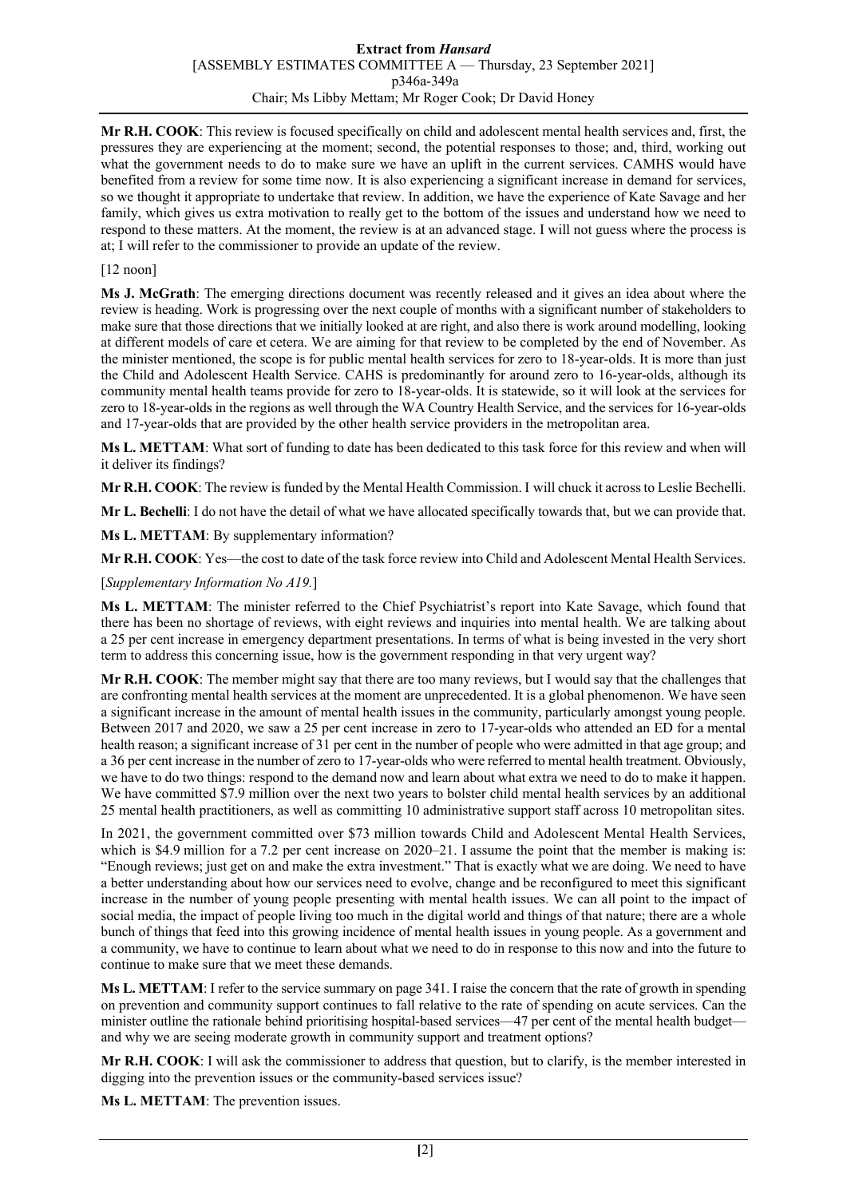**Mr R.H. COOK**: This review is focused specifically on child and adolescent mental health services and, first, the pressures they are experiencing at the moment; second, the potential responses to those; and, third, working out what the government needs to do to make sure we have an uplift in the current services. CAMHS would have benefited from a review for some time now. It is also experiencing a significant increase in demand for services, so we thought it appropriate to undertake that review. In addition, we have the experience of Kate Savage and her family, which gives us extra motivation to really get to the bottom of the issues and understand how we need to respond to these matters. At the moment, the review is at an advanced stage. I will not guess where the process is at; I will refer to the commissioner to provide an update of the review.

[12 noon]

**Ms J. McGrath**: The emerging directions document was recently released and it gives an idea about where the review is heading. Work is progressing over the next couple of months with a significant number of stakeholders to make sure that those directions that we initially looked at are right, and also there is work around modelling, looking at different models of care et cetera. We are aiming for that review to be completed by the end of November. As the minister mentioned, the scope is for public mental health services for zero to 18-year-olds. It is more than just the Child and Adolescent Health Service. CAHS is predominantly for around zero to 16-year-olds, although its community mental health teams provide for zero to 18-year-olds. It is statewide, so it will look at the services for zero to 18-year-olds in the regions as well through the WA Country Health Service, and the services for 16-year-olds and 17-year-olds that are provided by the other health service providers in the metropolitan area.

**Ms L. METTAM**: What sort of funding to date has been dedicated to this task force for this review and when will it deliver its findings?

**Mr R.H. COOK**: The review is funded by the Mental Health Commission. I will chuck it across to Leslie Bechelli.

**Mr L. Bechelli**: I do not have the detail of what we have allocated specifically towards that, but we can provide that.

**Ms L. METTAM**: By supplementary information?

**Mr R.H. COOK**: Yes—the cost to date of the task force review into Child and Adolescent Mental Health Services.

[*Supplementary Information No A19.*]

**Ms L. METTAM**: The minister referred to the Chief Psychiatrist's report into Kate Savage, which found that there has been no shortage of reviews, with eight reviews and inquiries into mental health. We are talking about a 25 per cent increase in emergency department presentations. In terms of what is being invested in the very short term to address this concerning issue, how is the government responding in that very urgent way?

**Mr R.H. COOK**: The member might say that there are too many reviews, but I would say that the challenges that are confronting mental health services at the moment are unprecedented. It is a global phenomenon. We have seen a significant increase in the amount of mental health issues in the community, particularly amongst young people. Between 2017 and 2020, we saw a 25 per cent increase in zero to 17-year-olds who attended an ED for a mental health reason; a significant increase of 31 per cent in the number of people who were admitted in that age group; and a 36 per cent increase in the number of zero to 17-year-olds who were referred to mental health treatment. Obviously, we have to do two things: respond to the demand now and learn about what extra we need to do to make it happen. We have committed \$7.9 million over the next two years to bolster child mental health services by an additional 25 mental health practitioners, as well as committing 10 administrative support staff across 10 metropolitan sites.

In 2021, the government committed over \$73 million towards Child and Adolescent Mental Health Services, which is \$4.9 million for a 7.2 per cent increase on 2020–21. I assume the point that the member is making is: "Enough reviews; just get on and make the extra investment." That is exactly what we are doing. We need to have a better understanding about how our services need to evolve, change and be reconfigured to meet this significant increase in the number of young people presenting with mental health issues. We can all point to the impact of social media, the impact of people living too much in the digital world and things of that nature; there are a whole bunch of things that feed into this growing incidence of mental health issues in young people. As a government and a community, we have to continue to learn about what we need to do in response to this now and into the future to continue to make sure that we meet these demands.

**Ms L. METTAM**: I refer to the service summary on page 341. I raise the concern that the rate of growth in spending on prevention and community support continues to fall relative to the rate of spending on acute services. Can the minister outline the rationale behind prioritising hospital-based services—47 per cent of the mental health budget—and why we are seeing moderate growth in community support and treatment options?

**Mr R.H. COOK**: I will ask the commissioner to address that question, but to clarify, is the member interested in digging into the prevention issues or the community-based services issue?

**Ms L. METTAM**: The prevention issues.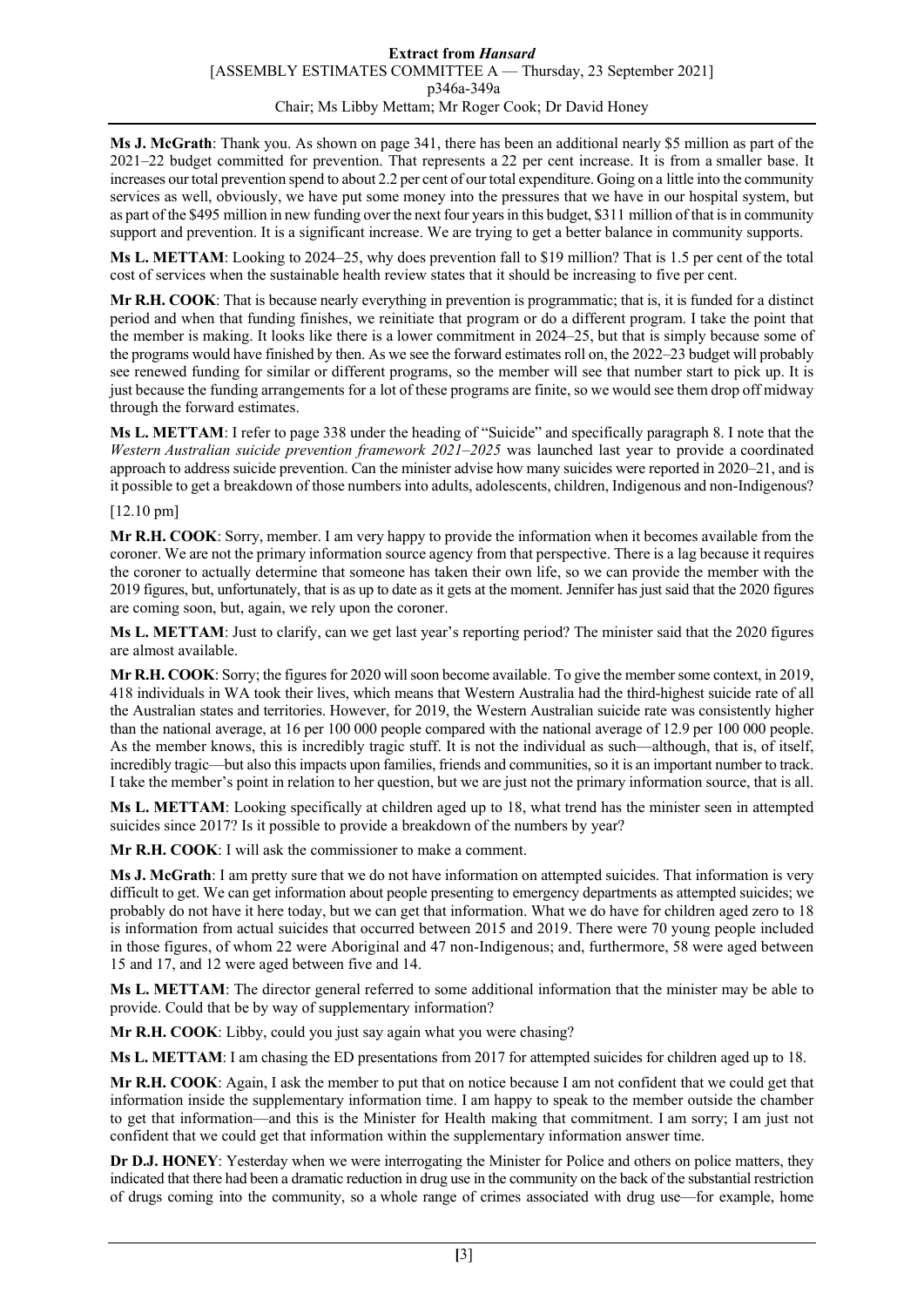**Ms J. McGrath**: Thank you. As shown on page 341, there has been an additional nearly $5 million as part of the 2021–22 budget committed for prevention. That represents a 22 per cent increase. It is from a smaller base. It increases our total prevention spend to about 2.2 per cent of our total expenditure. Going on a little into the community services as well, obviously, we have put some money into the pressures that we have in our hospital system, but as part of the $495 million in new funding over the next four years in this budget, $311 million of that is in community support and prevention. It is a significant increase. We are trying to get a better balance in community supports.

**Ms L. METTAM**: Looking to 2024–25, why does prevention fall to $19 million? That is 1.5 per cent of the total cost of services when the sustainable health review states that it should be increasing to five per cent.

**Mr R.H. COOK**: That is because nearly everything in prevention is programmatic; that is, it is funded for a distinct period and when that funding finishes, we reinitiate that program or do a different program. I take the point that the member is making. It looks like there is a lower commitment in 2024–25, but that is simply because some of the programs would have finished by then. As we see the forward estimates roll on, the 2022–23 budget will probably see renewed funding for similar or different programs, so the member will see that number start to pick up. It is just because the funding arrangements for a lot of these programs are finite, so we would see them drop off midway through the forward estimates.

**Ms L. METTAM**: I refer to page 338 under the heading of "Suicide" and specifically paragraph 8. I note that the *Western Australian suicide prevention framework 2021–2025* was launched last year to provide a coordinated approach to address suicide prevention. Can the minister advise how many suicides were reported in 2020–21, and is it possible to get a breakdown of those numbers into adults, adolescents, children, Indigenous and non-Indigenous?

[12.10 pm]

**Mr R.H. COOK**: Sorry, member. I am very happy to provide the information when it becomes available from the coroner. We are not the primary information source agency from that perspective. There is a lag because it requires the coroner to actually determine that someone has taken their own life, so we can provide the member with the 2019 figures, but, unfortunately, that is as up to date as it gets at the moment. Jennifer has just said that the 2020 figures are coming soon, but, again, we rely upon the coroner.

**Ms L. METTAM**: Just to clarify, can we get last year's reporting period? The minister said that the 2020 figures are almost available.

**Mr R.H. COOK**: Sorry; the figures for 2020 will soon become available. To give the member some context, in 2019, 418 individuals in WA took their lives, which means that Western Australia had the third-highest suicide rate of all the Australian states and territories. However, for 2019, the Western Australian suicide rate was consistently higher than the national average, at 16 per 100 000 people compared with the national average of 12.9 per 100 000 people. As the member knows, this is incredibly tragic stuff. It is not the individual as such—although, that is, of itself, incredibly tragic—but also this impacts upon families, friends and communities, so it is an important number to track. I take the member's point in relation to her question, but we are just not the primary information source, that is all.

**Ms L. METTAM**: Looking specifically at children aged up to 18, what trend has the minister seen in attempted suicides since 2017? Is it possible to provide a breakdown of the numbers by year?

**Mr R.H. COOK**: I will ask the commissioner to make a comment.

**Ms J. McGrath**: I am pretty sure that we do not have information on attempted suicides. That information is very difficult to get. We can get information about people presenting to emergency departments as attempted suicides; we probably do not have it here today, but we can get that information. What we do have for children aged zero to 18 is information from actual suicides that occurred between 2015 and 2019. There were 70 young people included in those figures, of whom 22 were Aboriginal and 47 non-Indigenous; and, furthermore, 58 were aged between 15 and 17, and 12 were aged between five and 14.

**Ms L. METTAM**: The director general referred to some additional information that the minister may be able to provide. Could that be by way of supplementary information?

**Mr R.H. COOK**: Libby, could you just say again what you were chasing?

**Ms L. METTAM**: I am chasing the ED presentations from 2017 for attempted suicides for children aged up to 18.

**Mr R.H. COOK**: Again, I ask the member to put that on notice because I am not confident that we could get that information inside the supplementary information time. I am happy to speak to the member outside the chamber to get that information—and this is the Minister for Health making that commitment. I am sorry; I am just not confident that we could get that information within the supplementary information answer time.

**Dr D.J. HONEY**: Yesterday when we were interrogating the Minister for Police and others on police matters, they indicated that there had been a dramatic reduction in drug use in the community on the back of the substantial restriction of drugs coming into the community, so a whole range of crimes associated with drug use—for example, home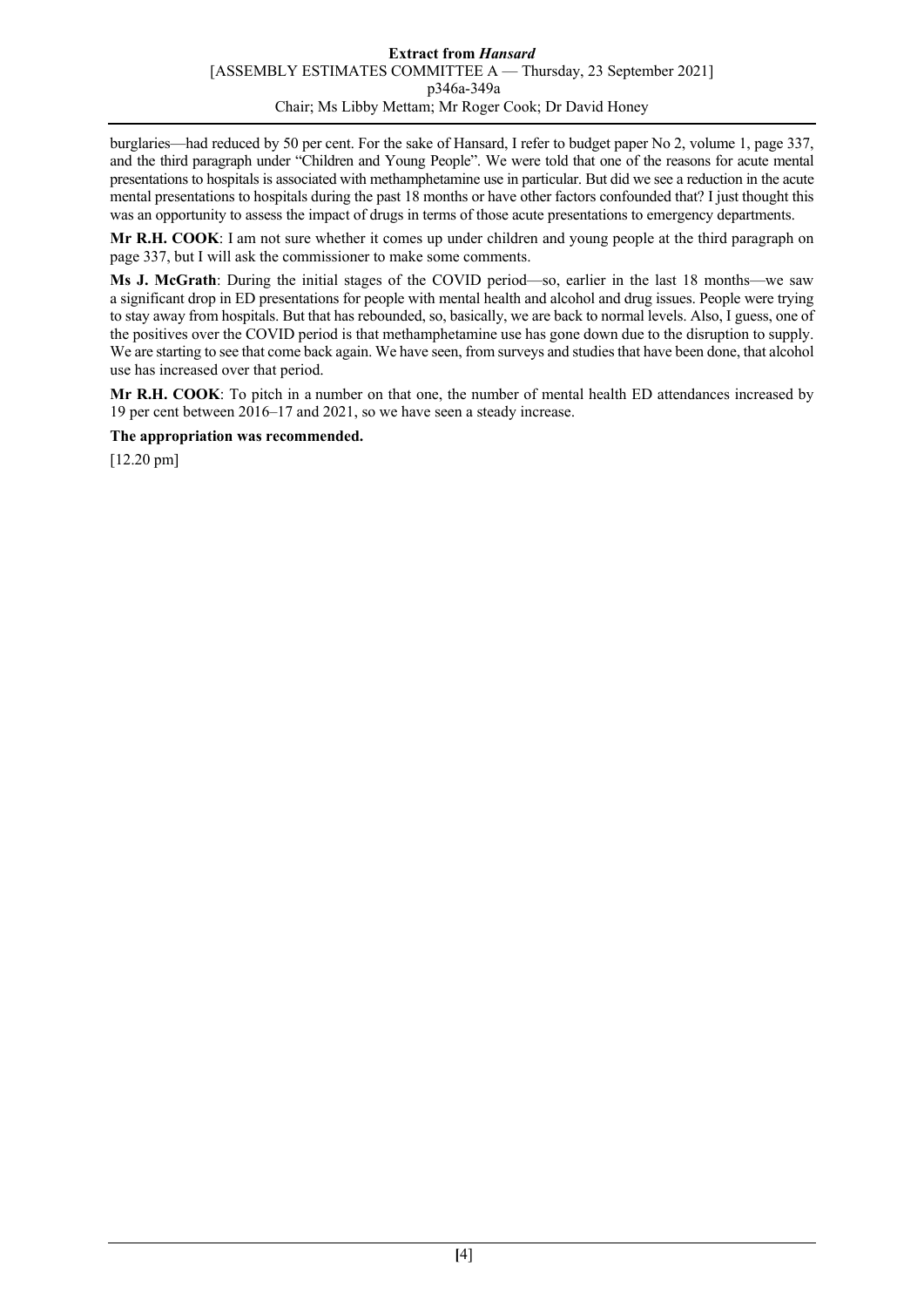burglaries—had reduced by 50 per cent. For the sake of Hansard, I refer to budget paper No 2, volume 1, page 337, and the third paragraph under "Children and Young People". We were told that one of the reasons for acute mental presentations to hospitals is associated with methamphetamine use in particular. But did we see a reduction in the acute mental presentations to hospitals during the past 18 months or have other factors confounded that? I just thought this was an opportunity to assess the impact of drugs in terms of those acute presentations to emergency departments.

**Mr R.H. COOK**: I am not sure whether it comes up under children and young people at the third paragraph on page 337, but I will ask the commissioner to make some comments.

**Ms J. McGrath**: During the initial stages of the COVID period—so, earlier in the last 18 months—we saw a significant drop in ED presentations for people with mental health and alcohol and drug issues. People were trying to stay away from hospitals. But that has rebounded, so, basically, we are back to normal levels. Also, I guess, one of the positives over the COVID period is that methamphetamine use has gone down due to the disruption to supply. We are starting to see that come back again. We have seen, from surveys and studies that have been done, that alcohol use has increased over that period.

**Mr R.H. COOK**: To pitch in a number on that one, the number of mental health ED attendances increased by 19 per cent between 2016–17 and 2021, so we have seen a steady increase.

**The appropriation was recommended.**

[12.20 pm]